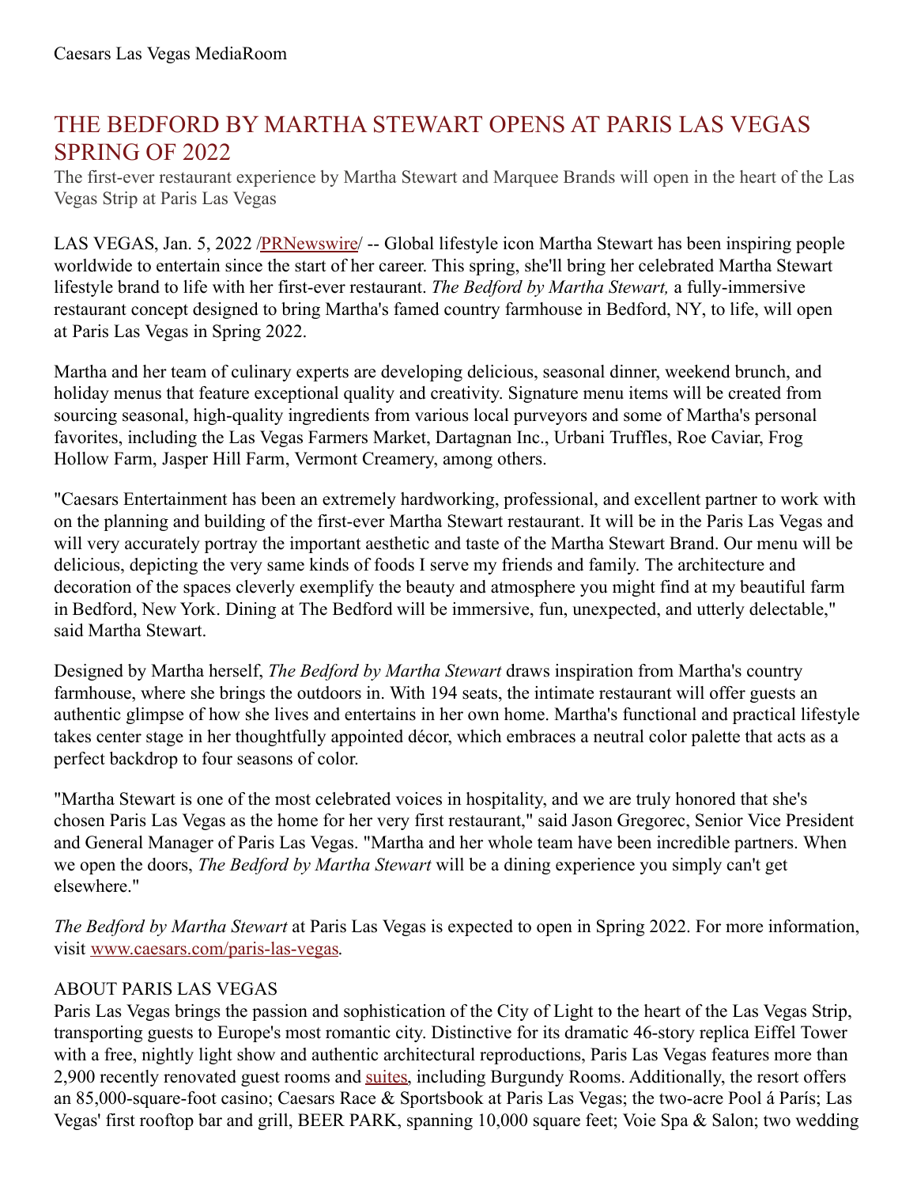Caesars Las Vegas MediaRoom

# THE BEDFORD BY MARTHA STEWART OPENS AT PARIS LAS VEGAS SPRING OF 2022

The first-ever restaurant experience by Martha Stewart and Marquee Brands will open in the heart of the Las Vegas Strip at Paris Las Vegas

LAS VEGAS, Jan. 5, 2022 /PRNewswire/ -- Global lifestyle icon Martha Stewart has been inspiring people worldwide to entertain since the start of her career. This spring, she'll bring her celebrated Martha Stewart lifestyle brand to life with her first-ever restaurant. *The Bedford by Martha Stewart,* a fully-immersive restaurant concept designed to bring Martha's famed country farmhouse in Bedford, NY, to life, will open at Paris Las Vegas in Spring 2022.

Martha and her team of culinary experts are developing delicious, seasonal dinner, weekend brunch, and holiday menus that feature exceptional quality and creativity. Signature menu items will be created from sourcing seasonal, high-quality ingredients from various local purveyors and some of Martha's personal favorites, including the Las Vegas Farmers Market, Dartagnan Inc., Urbani Truffles, Roe Caviar, Frog Hollow Farm, Jasper Hill Farm, Vermont Creamery, among others.

"Caesars Entertainment has been an extremely hardworking, professional, and excellent partner to work with on the planning and building of the first-ever Martha Stewart restaurant. It will be in the Paris Las Vegas and will very accurately portray the important aesthetic and taste of the Martha Stewart Brand. Our menu will be delicious, depicting the very same kinds of foods I serve my friends and family. The architecture and decoration of the spaces cleverly exemplify the beauty and atmosphere you might find at my beautiful farm in Bedford, New York. Dining at The Bedford will be immersive, fun, unexpected, and utterly delectable," said Martha Stewart.

Designed by Martha herself, *The Bedford by Martha Stewart* draws inspiration from Martha's country farmhouse, where she brings the outdoors in. With 194 seats, the intimate restaurant will offer guests an authentic glimpse of how she lives and entertains in her own home. Martha's functional and practical lifestyle takes center stage in her thoughtfully appointed décor, which embraces a neutral color palette that acts as a perfect backdrop to four seasons of color.

"Martha Stewart is one of the most celebrated voices in hospitality, and we are truly honored that she's chosen Paris Las Vegas as the home for her very first restaurant," said Jason Gregorec, Senior Vice President and General Manager of Paris Las Vegas. "Martha and her whole team have been incredible partners. When we open the doors, *The Bedford by Martha Stewart* will be a dining experience you simply can't get elsewhere."

*The Bedford by Martha Stewart* at Paris Las Vegas is expected to open in Spring 2022. For more information, visit www.caesars.com/paris-las-vegas.

## ABOUT PARIS LAS VEGAS

Paris Las Vegas brings the passion and sophistication of the City of Light to the heart of the Las Vegas Strip, transporting guests to Europe's most romantic city. Distinctive for its dramatic 46-story replica Eiffel Tower with a free, nightly light show and authentic architectural reproductions, Paris Las Vegas features more than 2,900 recently renovated guest rooms and suites, including Burgundy Rooms. Additionally, the resort offers an 85,000-square-foot casino; Caesars Race & Sportsbook at Paris Las Vegas; the two-acre Pool á París; Las Vegas' first rooftop bar and grill, BEER PARK, spanning 10,000 square feet; Voie Spa & Salon; two wedding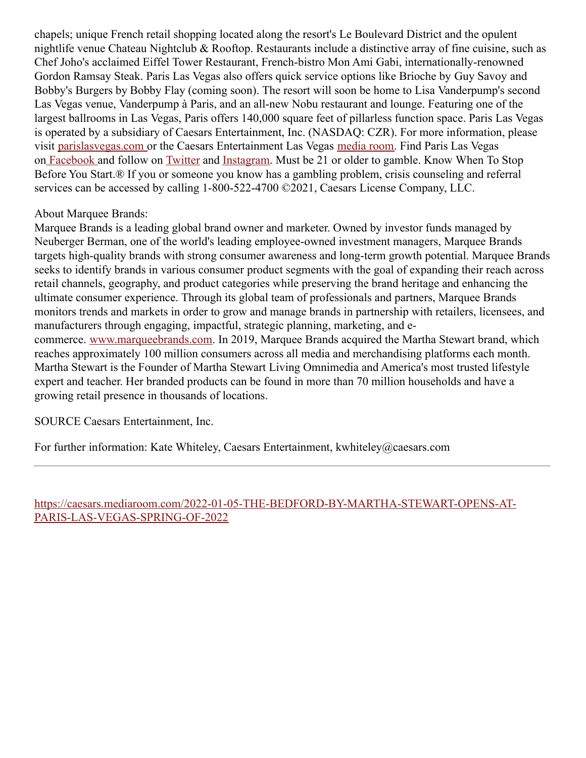chapels; unique French retail shopping located along the resort's Le Boulevard District and the opulent nightlife venue Chateau Nightclub & Rooftop. Restaurants include a distinctive array of fine cuisine, such as Chef Joho's acclaimed Eiffel Tower Restaurant, French-bistro Mon Ami Gabi, internationally-renowned Gordon Ramsay Steak. Paris Las Vegas also offers quick service options like Brioche by Guy Savoy and Bobby's Burgers by Bobby Flay (coming soon). The resort will soon be home to Lisa Vanderpump's second Las Vegas venue, Vanderpump à Paris, and an all-new Nobu restaurant and lounge. Featuring one of the largest ballrooms in Las Vegas, Paris offers 140,000 square feet of pillarless function space. Paris Las Vegas is operated by a subsidiary of Caesars Entertainment, Inc. (NASDAQ: CZR). For more information, please visit parislasvegas.com or the Caesars Entertainment Las Vegas media room. Find Paris Las Vegas on Facebook and follow on Twitter and Instagram. Must be 21 or older to gamble. Know When To Stop Before You Start.® If you or someone you know has a gambling problem, crisis counseling and referral services can be accessed by calling 1-800-522-4700 ©2021, Caesars License Company, LLC.

About Marquee Brands:
Marquee Brands is a leading global brand owner and marketer. Owned by investor funds managed by Neuberger Berman, one of the world's leading employee-owned investment managers, Marquee Brands targets high-quality brands with strong consumer awareness and long-term growth potential. Marquee Brands seeks to identify brands in various consumer product segments with the goal of expanding their reach across retail channels, geography, and product categories while preserving the brand heritage and enhancing the ultimate consumer experience. Through its global team of professionals and partners, Marquee Brands monitors trends and markets in order to grow and manage brands in partnership with retailers, licensees, and manufacturers through engaging, impactful, strategic planning, marketing, and e-commerce. www.marqueebrands.com. In 2019, Marquee Brands acquired the Martha Stewart brand, which reaches approximately 100 million consumers across all media and merchandising platforms each month. Martha Stewart is the Founder of Martha Stewart Living Omnimedia and America's most trusted lifestyle expert and teacher. Her branded products can be found in more than 70 million households and have a growing retail presence in thousands of locations.

SOURCE Caesars Entertainment, Inc.

For further information: Kate Whiteley, Caesars Entertainment, kwhiteley@caesars.com

---

https://caesars.mediaroom.com/2022-01-05-THE-BEDFORD-BY-MARTHA-STEWART-OPENS-AT-PARIS-LAS-VEGAS-SPRING-OF-2022